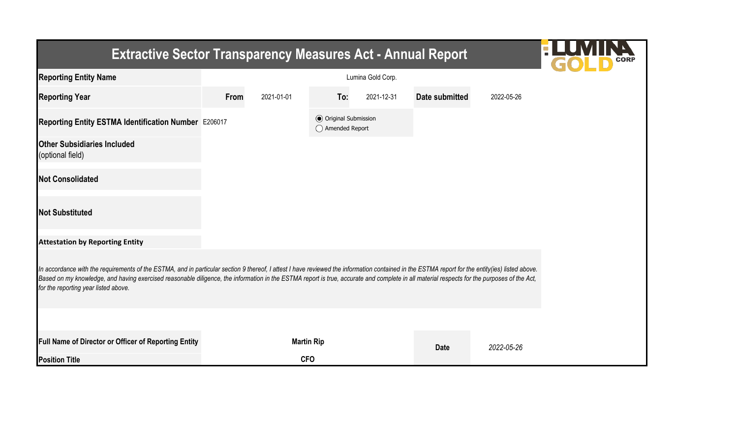# Extractive Sector Transparency Measures Act - Annual Report

| | | | | | | |
|---|---|---|---|---|---|---|
| **Reporting Entity Name** | | | Lumina Gold Corp. | | | |
| **Reporting Year** | **From** | 2021-01-01 | **To:** | 2021-12-31 | **Date submitted** | 2022-05-26 |
| **Reporting Entity ESTMA Identification Number** | E206017 | | ◉ Original Submission<br>◯ Amended Report | | | |
| **Other Subsidiaries Included** (optional field) | | | | | | |
| **Not Consolidated** | | | | | | |
| **Not Substituted** | | | | | | |

**Attestation by Reporting Entity**

*In accordance with the requirements of the ESTMA, and in particular section 9 thereof, I attest I have reviewed the information contained in the ESTMA report for the entity(ies) listed above. Based on my knowledge, and having exercised reasonable diligence, the information in the ESTMA report is true, accurate and complete in all material respects for the purposes of the Act, for the reporting year listed above.*

| | | | |
|---|---|---|---|
| **Full Name of Director or Officer of Reporting Entity** | **Martin Rip** | **Date** | *2022-05-26* |
| **Position Title** | **CFO** | | |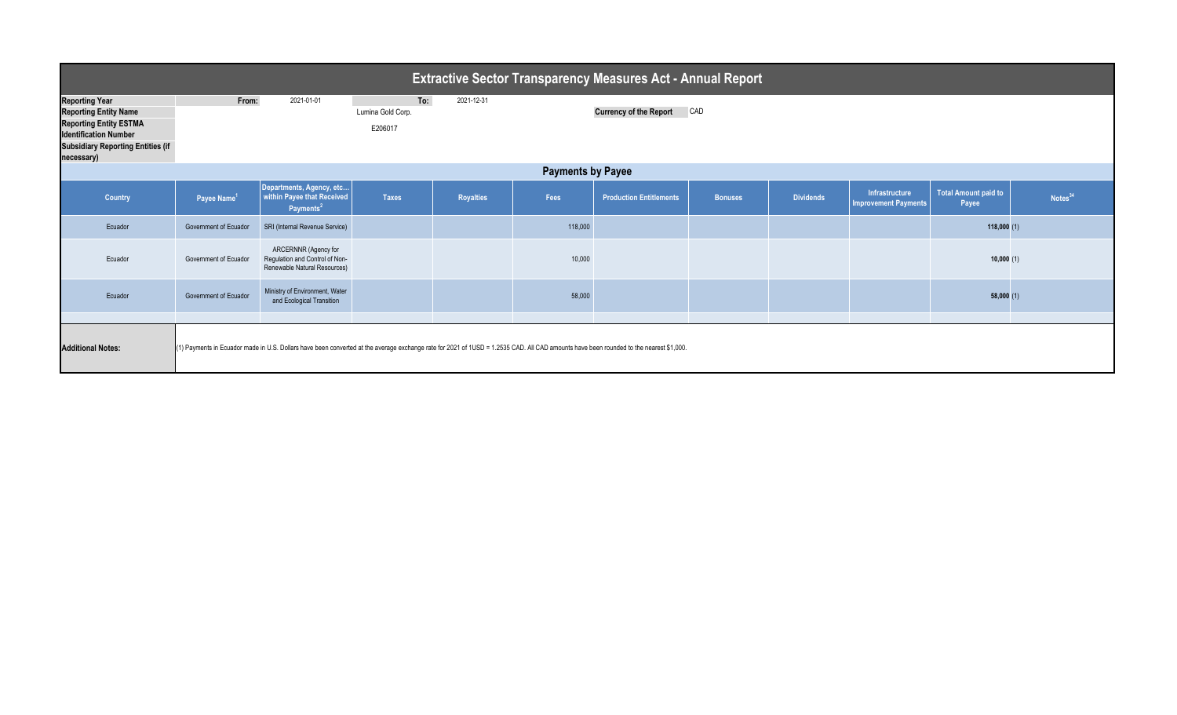# Extractive Sector Transparency Measures Act - Annual Report

| | | | | |
|---|---|---|---|---|
| **Reporting Year** | **From:** | 2021-01-01 | **To:** | 2021-12-31 |
| **Reporting Entity Name** | | Lumina Gold Corp. | | |
| **Reporting Entity ESTMA Identification Number** | | E206017 | | |
| **Subsidiary Reporting Entities (if necessary)** | | | | |

**Currency of the Report** CAD

## Payments by Payee

| Country | Payee Name[1] | Departments, Agency, etc... within Payee that Received Payments[2] | Taxes | Royalties | Fees | Production Entitlements | Bonuses | Dividends | Infrastructure Improvement Payments | Total Amount paid to Payee | Notes[34] |
|---|---|---|---|---|---|---|---|---|---|---|---|
| Ecuador | Government of Ecuador | SRI (Internal Revenue Service) | | | 118,000 | | | | | 118,000 | (1) |
| Ecuador | Government of Ecuador | ARCERNNR (Agency for Regulation and Control of Non-Renewable Natural Resources) | | | 10,000 | | | | | 10,000 | (1) |
| Ecuador | Government of Ecuador | Ministry of Environment, Water and Ecological Transition | | | 58,000 | | | | | 58,000 | (1) |

**Additional Notes:** (1) Payments in Ecuador made in U.S. Dollars have been converted at the average exchange rate for 2021 of 1USD = 1.2535 CAD. All CAD amounts have been rounded to the nearest $1,000.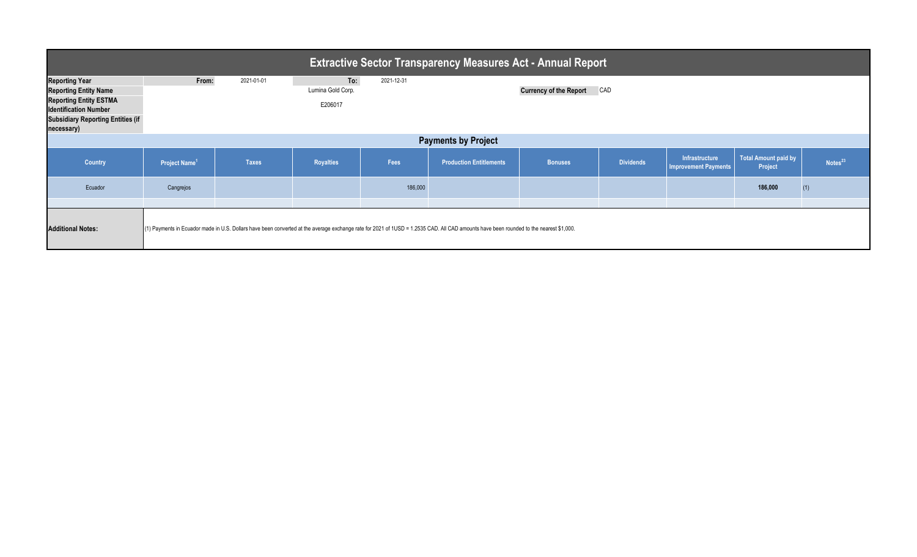# Extractive Sector Transparency Measures Act - Annual Report

| | | | | |
|---|---|---|---|---|
| **Reporting Year** | From: | 2021-01-01 | To: | 2021-12-31 |
| **Reporting Entity Name** | | Lumina Gold Corp. | | |
| **Reporting Entity ESTMA Identification Number** | | E206017 | | |
| **Subsidiary Reporting Entities (if necessary)** | | | | |

**Currency of the Report** CAD

## Payments by Project

| Country | Project Name[1] | Taxes | Royalties | Fees | Production Entitlements | Bonuses | Dividends | Infrastructure Improvement Payments | Total Amount paid by Project | Notes[23] |
|---|---|---|---|---|---|---|---|---|---|---|
| Ecuador | Cangrejos | | | 186,000 | | | | | **186,000** | (1) |
| | | | | | | | | | | |

**Additional Notes:** (1) Payments in Ecuador made in U.S. Dollars have been converted at the average exchange rate for 2021 of 1USD = 1.2535 CAD. All CAD amounts have been rounded to the nearest $1,000.